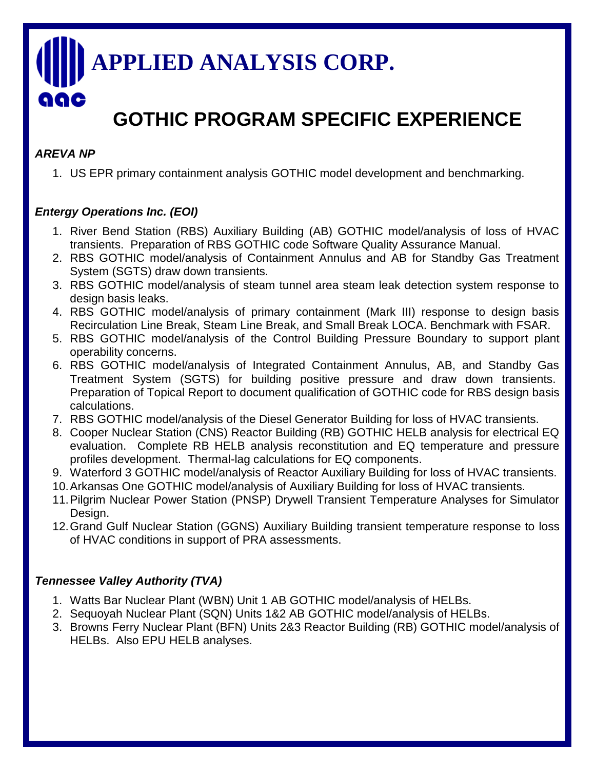# APPLIED ANALYSIS CORP.

aac

## GOTHIC PROGRAM SPECIFIC EXPERIENCE

***AREVA NP***

1. US EPR primary containment analysis GOTHIC model development and benchmarking.

***Entergy Operations Inc. (EOI)***

1. River Bend Station (RBS) Auxiliary Building (AB) GOTHIC model/analysis of loss of HVAC transients. Preparation of RBS GOTHIC code Software Quality Assurance Manual.
2. RBS GOTHIC model/analysis of Containment Annulus and AB for Standby Gas Treatment System (SGTS) draw down transients.
3. RBS GOTHIC model/analysis of steam tunnel area steam leak detection system response to design basis leaks.
4. RBS GOTHIC model/analysis of primary containment (Mark III) response to design basis Recirculation Line Break, Steam Line Break, and Small Break LOCA. Benchmark with FSAR.
5. RBS GOTHIC model/analysis of the Control Building Pressure Boundary to support plant operability concerns.
6. RBS GOTHIC model/analysis of Integrated Containment Annulus, AB, and Standby Gas Treatment System (SGTS) for building positive pressure and draw down transients. Preparation of Topical Report to document qualification of GOTHIC code for RBS design basis calculations.
7. RBS GOTHIC model/analysis of the Diesel Generator Building for loss of HVAC transients.
8. Cooper Nuclear Station (CNS) Reactor Building (RB) GOTHIC HELB analysis for electrical EQ evaluation. Complete RB HELB analysis reconstitution and EQ temperature and pressure profiles development. Thermal-lag calculations for EQ components.
9. Waterford 3 GOTHIC model/analysis of Reactor Auxiliary Building for loss of HVAC transients.
10. Arkansas One GOTHIC model/analysis of Auxiliary Building for loss of HVAC transients.
11. Pilgrim Nuclear Power Station (PNSP) Drywell Transient Temperature Analyses for Simulator Design.
12. Grand Gulf Nuclear Station (GGNS) Auxiliary Building transient temperature response to loss of HVAC conditions in support of PRA assessments.

***Tennessee Valley Authority (TVA)***

1. Watts Bar Nuclear Plant (WBN) Unit 1 AB GOTHIC model/analysis of HELBs.
2. Sequoyah Nuclear Plant (SQN) Units 1&2 AB GOTHIC model/analysis of HELBs.
3. Browns Ferry Nuclear Plant (BFN) Units 2&3 Reactor Building (RB) GOTHIC model/analysis of HELBs. Also EPU HELB analyses.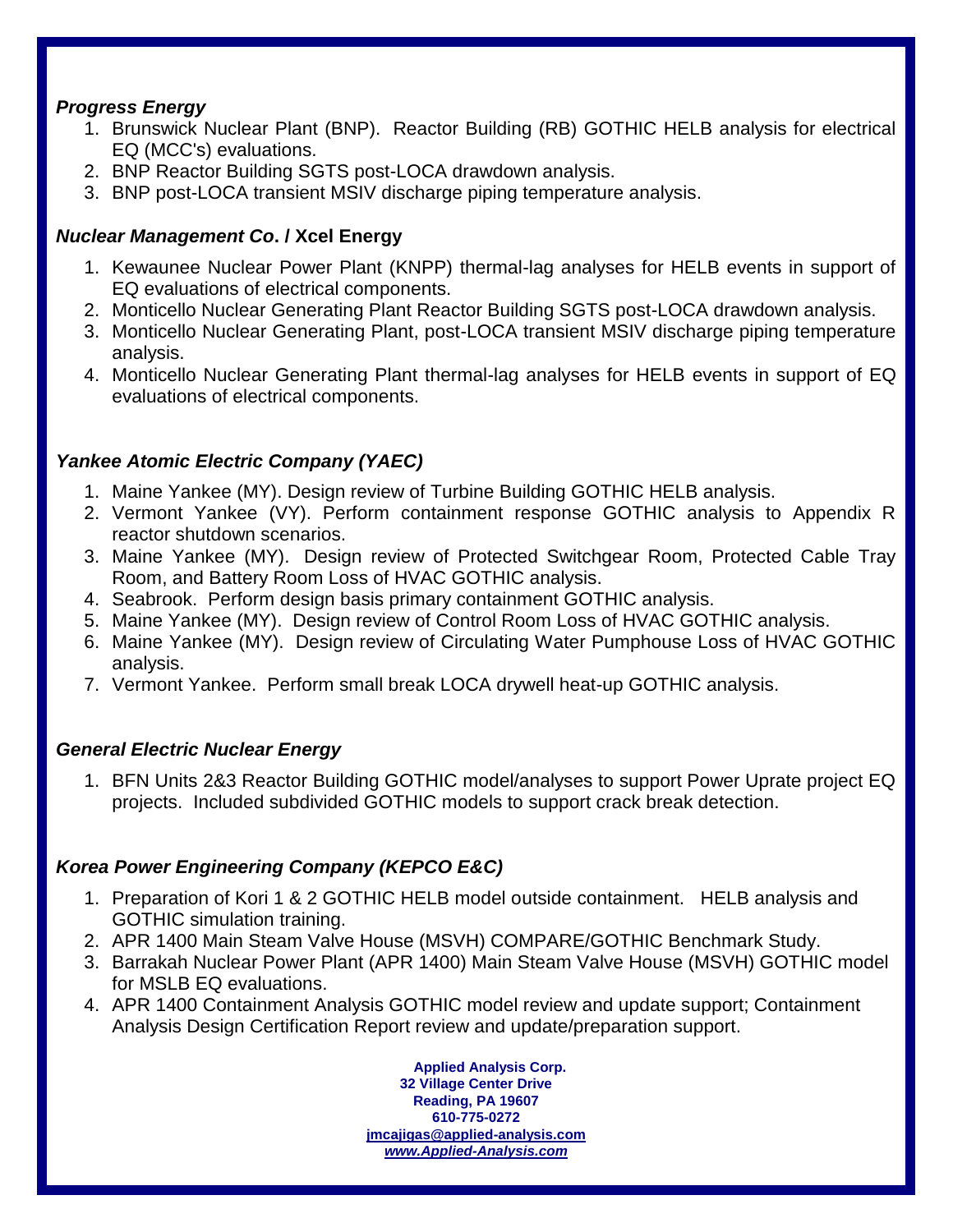***Progress Energy***

1. Brunswick Nuclear Plant (BNP). Reactor Building (RB) GOTHIC HELB analysis for electrical EQ (MCC's) evaluations.
2. BNP Reactor Building SGTS post-LOCA drawdown analysis.
3. BNP post-LOCA transient MSIV discharge piping temperature analysis.

***Nuclear Management Co.* / Xcel Energy**

1. Kewaunee Nuclear Power Plant (KNPP) thermal-lag analyses for HELB events in support of EQ evaluations of electrical components.
2. Monticello Nuclear Generating Plant Reactor Building SGTS post-LOCA drawdown analysis.
3. Monticello Nuclear Generating Plant, post-LOCA transient MSIV discharge piping temperature analysis.
4. Monticello Nuclear Generating Plant thermal-lag analyses for HELB events in support of EQ evaluations of electrical components.

***Yankee Atomic Electric Company (YAEC)***

1. Maine Yankee (MY). Design review of Turbine Building GOTHIC HELB analysis.
2. Vermont Yankee (VY). Perform containment response GOTHIC analysis to Appendix R reactor shutdown scenarios.
3. Maine Yankee (MY). Design review of Protected Switchgear Room, Protected Cable Tray Room, and Battery Room Loss of HVAC GOTHIC analysis.
4. Seabrook. Perform design basis primary containment GOTHIC analysis.
5. Maine Yankee (MY). Design review of Control Room Loss of HVAC GOTHIC analysis.
6. Maine Yankee (MY). Design review of Circulating Water Pumphouse Loss of HVAC GOTHIC analysis.
7. Vermont Yankee. Perform small break LOCA drywell heat-up GOTHIC analysis.

***General Electric Nuclear Energy***

1. BFN Units 2&3 Reactor Building GOTHIC model/analyses to support Power Uprate project EQ projects. Included subdivided GOTHIC models to support crack break detection.

***Korea Power Engineering Company (KEPCO E&C)***

1. Preparation of Kori 1 & 2 GOTHIC HELB model outside containment. HELB analysis and GOTHIC simulation training.
2. APR 1400 Main Steam Valve House (MSVH) COMPARE/GOTHIC Benchmark Study.
3. Barrakah Nuclear Power Plant (APR 1400) Main Steam Valve House (MSVH) GOTHIC model for MSLB EQ evaluations.
4. APR 1400 Containment Analysis GOTHIC model review and update support; Containment Analysis Design Certification Report review and update/preparation support.

**Applied Analysis Corp.**
**32 Village Center Drive**
**Reading, PA 19607**
**610-775-0272**
**jmcajigas@applied-analysis.com**
***www.Applied-Analysis.com***